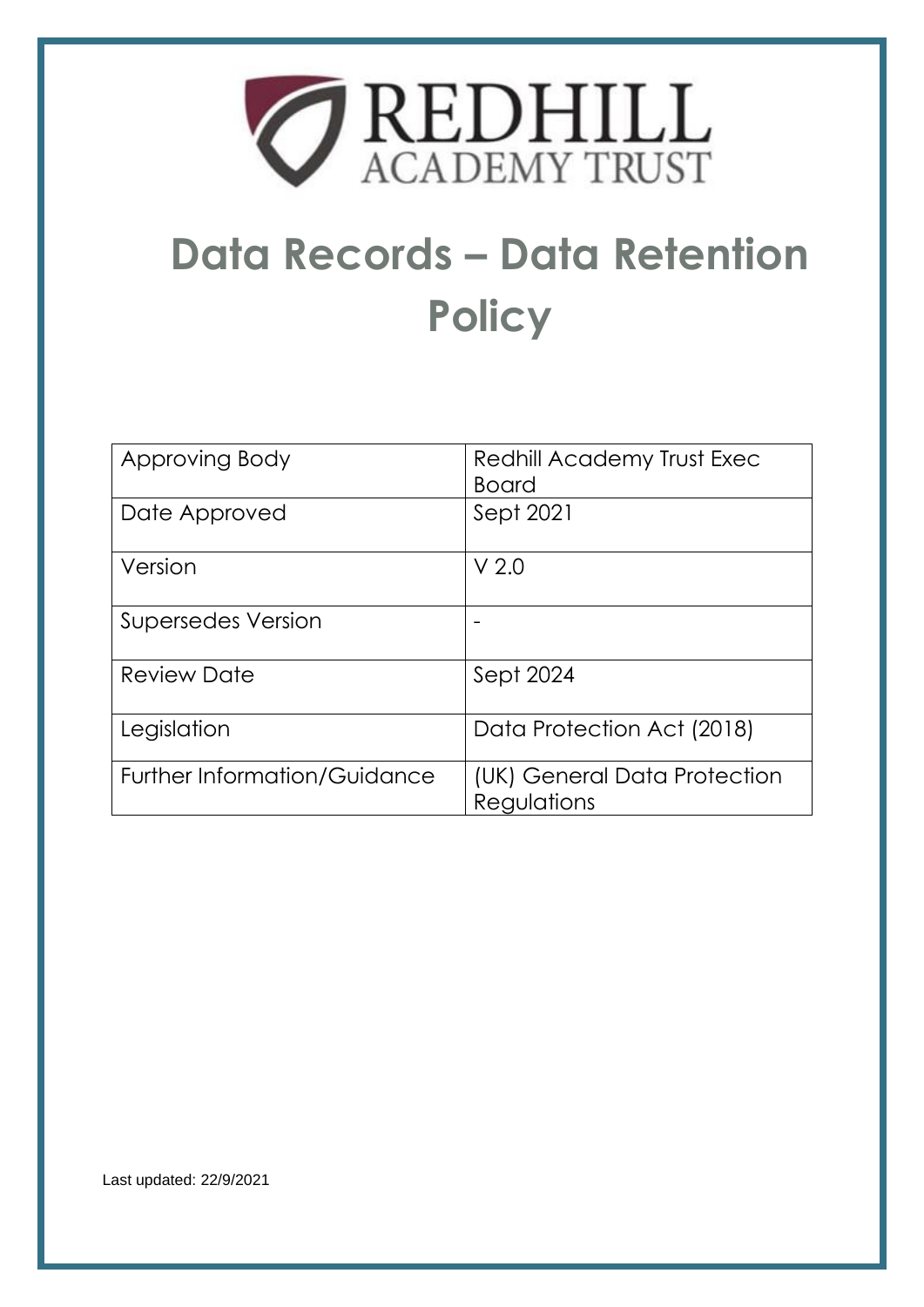# REDHILL ACADEMY TRUST

# Data Records – Data Retention Policy

| Approving Body | Redhill Academy Trust Exec Board |
| --- | --- |
| Date Approved | Sept 2021 |
| Version | V 2.0 |
| Supersedes Version | - |
| Review Date | Sept 2024 |
| Legislation | Data Protection Act (2018) |
| Further Information/Guidance | (UK) General Data Protection Regulations |

Last updated: 22/9/2021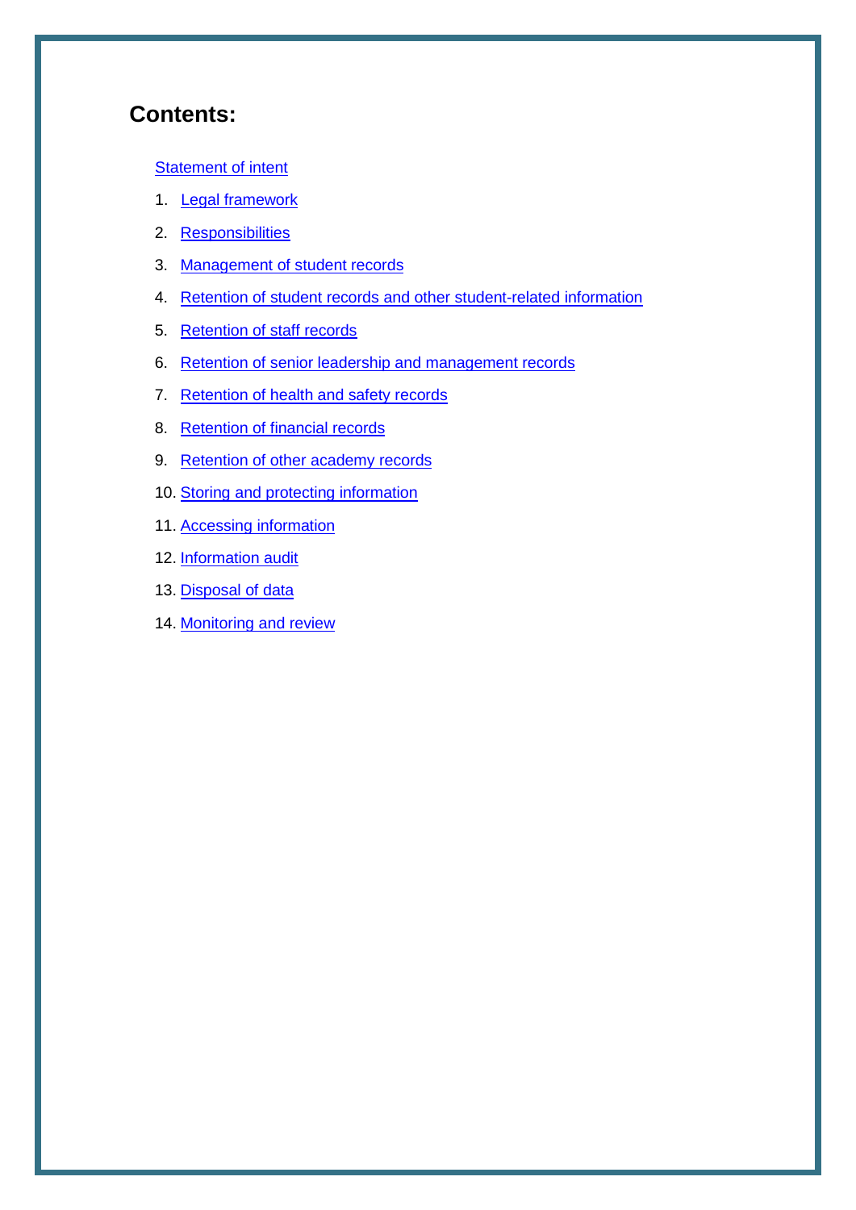## Contents:

Statement of intent

1. Legal framework
2. Responsibilities
3. Management of student records
4. Retention of student records and other student-related information
5. Retention of staff records
6. Retention of senior leadership and management records
7. Retention of health and safety records
8. Retention of financial records
9. Retention of other academy records
10. Storing and protecting information
11. Accessing information
12. Information audit
13. Disposal of data
14. Monitoring and review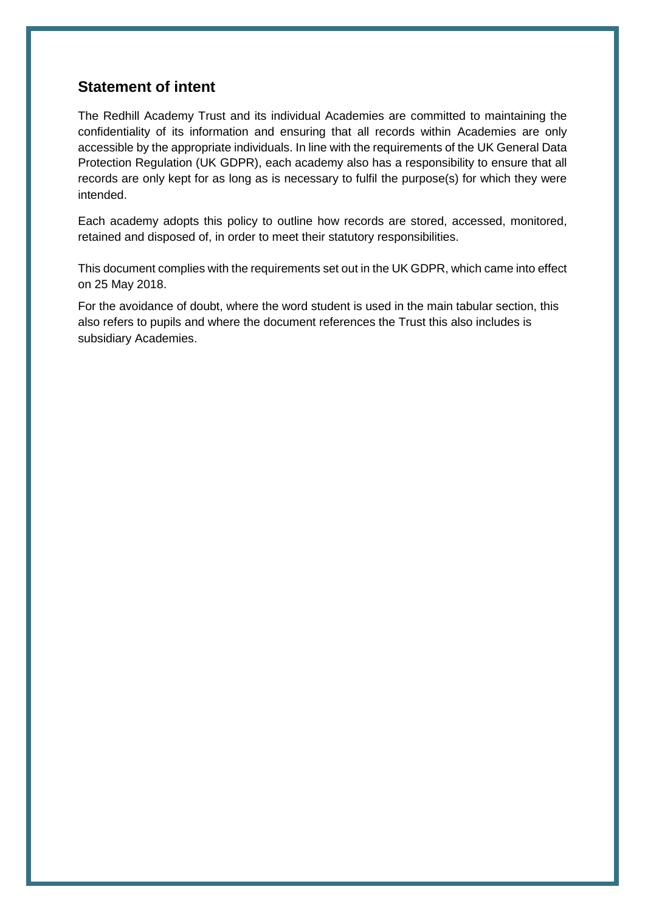## Statement of intent

The Redhill Academy Trust and its individual Academies are committed to maintaining the confidentiality of its information and ensuring that all records within Academies are only accessible by the appropriate individuals. In line with the requirements of the UK General Data Protection Regulation (UK GDPR), each academy also has a responsibility to ensure that all records are only kept for as long as is necessary to fulfil the purpose(s) for which they were intended.

Each academy adopts this policy to outline how records are stored, accessed, monitored, retained and disposed of, in order to meet their statutory responsibilities.

This document complies with the requirements set out in the UK GDPR, which came into effect on 25 May 2018.

For the avoidance of doubt, where the word student is used in the main tabular section, this also refers to pupils and where the document references the Trust this also includes is subsidiary Academies.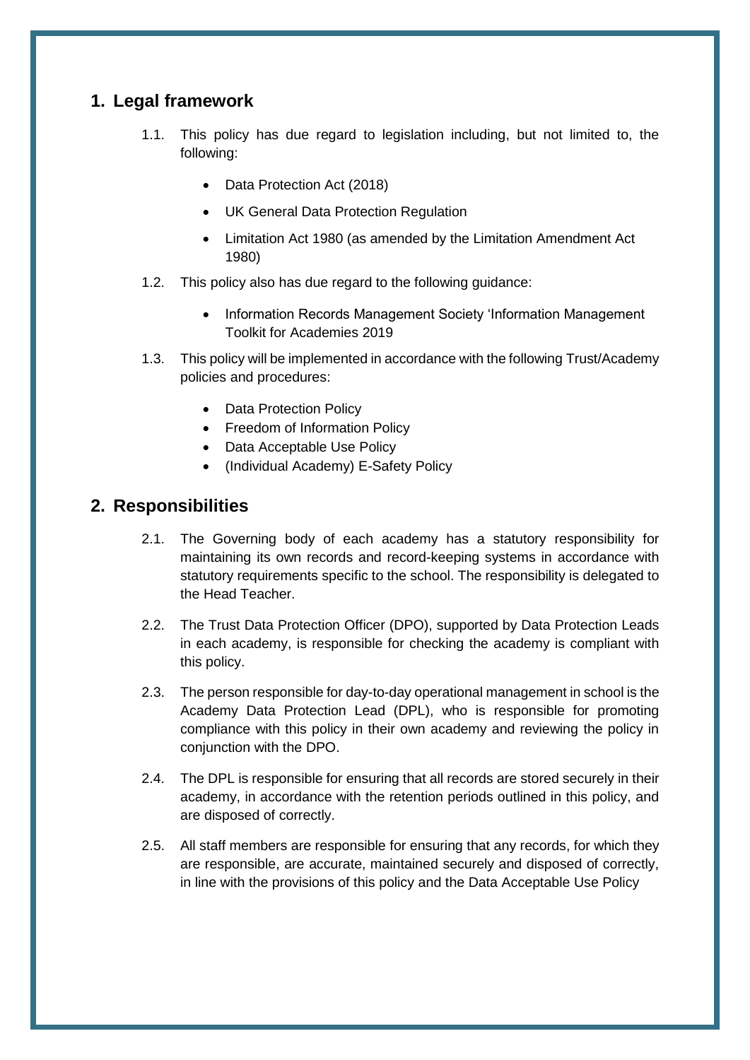## 1. Legal framework

1.1. This policy has due regard to legislation including, but not limited to, the following:

- Data Protection Act (2018)
- UK General Data Protection Regulation
- Limitation Act 1980 (as amended by the Limitation Amendment Act 1980)

1.2. This policy also has due regard to the following guidance:

- Information Records Management Society 'Information Management Toolkit for Academies 2019

1.3. This policy will be implemented in accordance with the following Trust/Academy policies and procedures:

- Data Protection Policy
- Freedom of Information Policy
- Data Acceptable Use Policy
- (Individual Academy) E-Safety Policy

## 2. Responsibilities

2.1. The Governing body of each academy has a statutory responsibility for maintaining its own records and record-keeping systems in accordance with statutory requirements specific to the school. The responsibility is delegated to the Head Teacher.

2.2. The Trust Data Protection Officer (DPO), supported by Data Protection Leads in each academy, is responsible for checking the academy is compliant with this policy.

2.3. The person responsible for day-to-day operational management in school is the Academy Data Protection Lead (DPL), who is responsible for promoting compliance with this policy in their own academy and reviewing the policy in conjunction with the DPO.

2.4. The DPL is responsible for ensuring that all records are stored securely in their academy, in accordance with the retention periods outlined in this policy, and are disposed of correctly.

2.5. All staff members are responsible for ensuring that any records, for which they are responsible, are accurate, maintained securely and disposed of correctly, in line with the provisions of this policy and the Data Acceptable Use Policy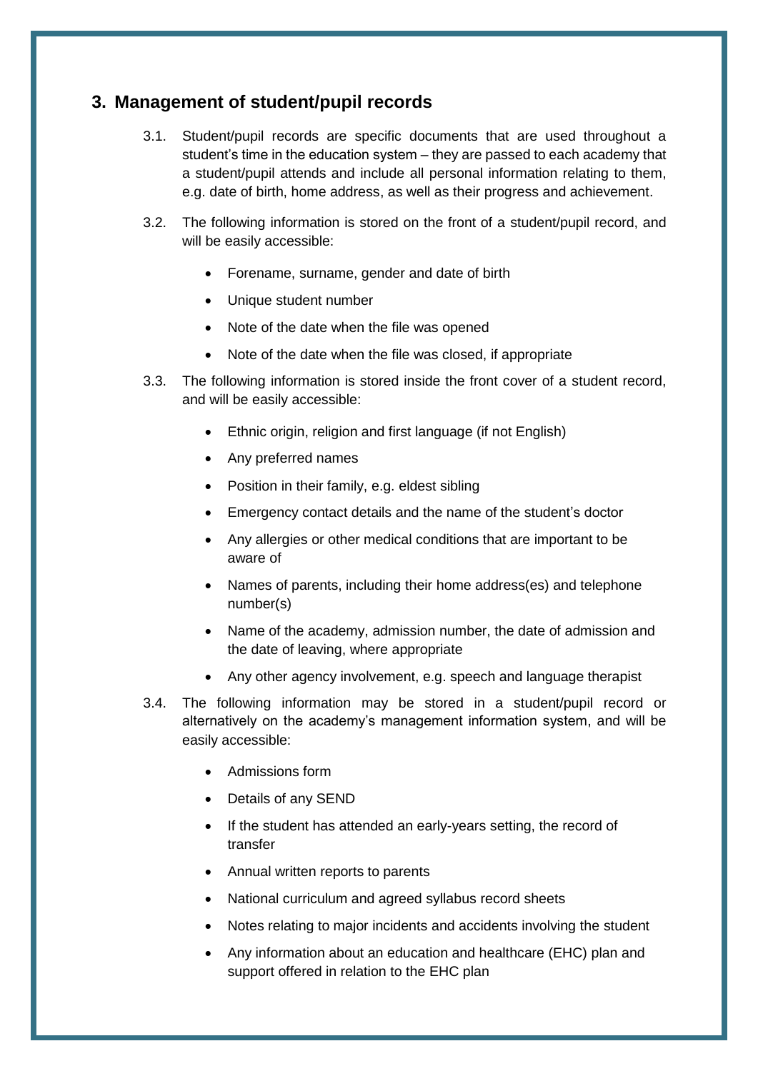## 3. Management of student/pupil records

3.1. Student/pupil records are specific documents that are used throughout a student's time in the education system – they are passed to each academy that a student/pupil attends and include all personal information relating to them, e.g. date of birth, home address, as well as their progress and achievement.

3.2. The following information is stored on the front of a student/pupil record, and will be easily accessible:

- Forename, surname, gender and date of birth
- Unique student number
- Note of the date when the file was opened
- Note of the date when the file was closed, if appropriate

3.3. The following information is stored inside the front cover of a student record, and will be easily accessible:

- Ethnic origin, religion and first language (if not English)
- Any preferred names
- Position in their family, e.g. eldest sibling
- Emergency contact details and the name of the student's doctor
- Any allergies or other medical conditions that are important to be aware of
- Names of parents, including their home address(es) and telephone number(s)
- Name of the academy, admission number, the date of admission and the date of leaving, where appropriate
- Any other agency involvement, e.g. speech and language therapist

3.4. The following information may be stored in a student/pupil record or alternatively on the academy's management information system, and will be easily accessible:

- Admissions form
- Details of any SEND
- If the student has attended an early-years setting, the record of transfer
- Annual written reports to parents
- National curriculum and agreed syllabus record sheets
- Notes relating to major incidents and accidents involving the student
- Any information about an education and healthcare (EHC) plan and support offered in relation to the EHC plan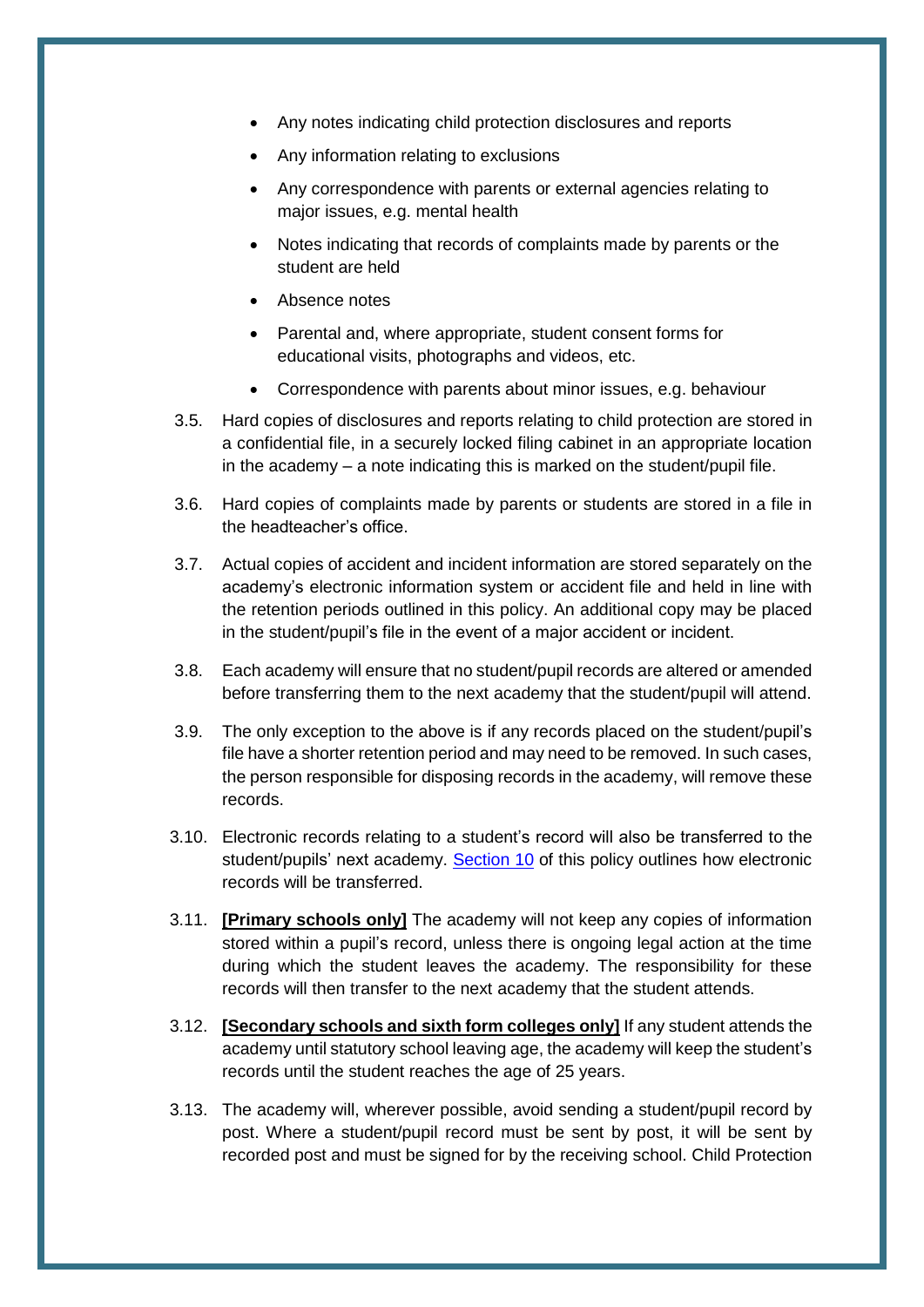- Any notes indicating child protection disclosures and reports
- Any information relating to exclusions
- Any correspondence with parents or external agencies relating to major issues, e.g. mental health
- Notes indicating that records of complaints made by parents or the student are held
- Absence notes
- Parental and, where appropriate, student consent forms for educational visits, photographs and videos, etc.
- Correspondence with parents about minor issues, e.g. behaviour

3.5. Hard copies of disclosures and reports relating to child protection are stored in a confidential file, in a securely locked filing cabinet in an appropriate location in the academy – a note indicating this is marked on the student/pupil file.

3.6. Hard copies of complaints made by parents or students are stored in a file in the headteacher's office.

3.7. Actual copies of accident and incident information are stored separately on the academy's electronic information system or accident file and held in line with the retention periods outlined in this policy. An additional copy may be placed in the student/pupil's file in the event of a major accident or incident.

3.8. Each academy will ensure that no student/pupil records are altered or amended before transferring them to the next academy that the student/pupil will attend.

3.9. The only exception to the above is if any records placed on the student/pupil's file have a shorter retention period and may need to be removed. In such cases, the person responsible for disposing records in the academy, will remove these records.

3.10. Electronic records relating to a student's record will also be transferred to the student/pupils' next academy. Section 10 of this policy outlines how electronic records will be transferred.

3.11. **[Primary schools only]** The academy will not keep any copies of information stored within a pupil's record, unless there is ongoing legal action at the time during which the student leaves the academy. The responsibility for these records will then transfer to the next academy that the student attends.

3.12. **[Secondary schools and sixth form colleges only]** If any student attends the academy until statutory school leaving age, the academy will keep the student's records until the student reaches the age of 25 years.

3.13. The academy will, wherever possible, avoid sending a student/pupil record by post. Where a student/pupil record must be sent by post, it will be sent by recorded post and must be signed for by the receiving school. Child Protection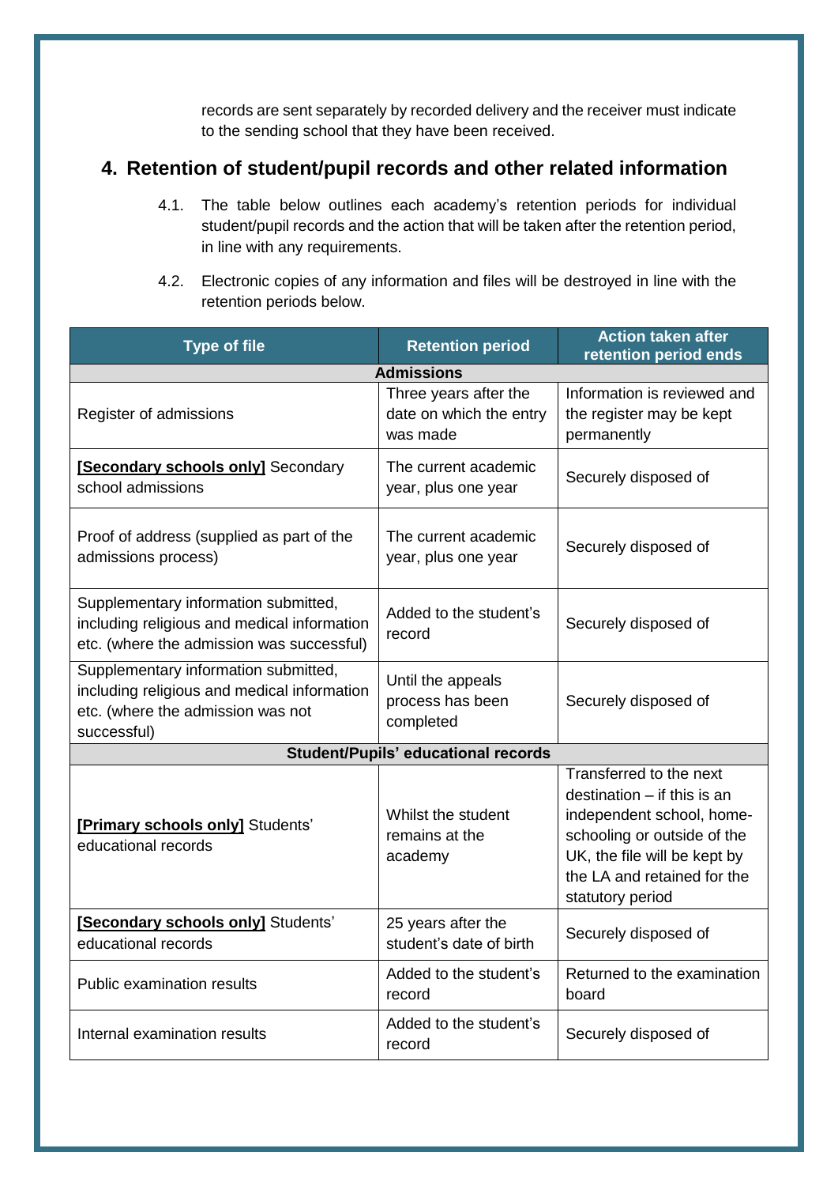records are sent separately by recorded delivery and the receiver must indicate to the sending school that they have been received.

## 4. Retention of student/pupil records and other related information

4.1. The table below outlines each academy's retention periods for individual student/pupil records and the action that will be taken after the retention period, in line with any requirements.

4.2. Electronic copies of any information and files will be destroyed in line with the retention periods below.

| Type of file | Retention period | Action taken after retention period ends |
|---|---|---|
| **Admissions** | | |
| Register of admissions | Three years after the date on which the entry was made | Information is reviewed and the register may be kept permanently |
| **[Secondary schools only]** Secondary school admissions | The current academic year, plus one year | Securely disposed of |
| Proof of address (supplied as part of the admissions process) | The current academic year, plus one year | Securely disposed of |
| Supplementary information submitted, including religious and medical information etc. (where the admission was successful) | Added to the student's record | Securely disposed of |
| Supplementary information submitted, including religious and medical information etc. (where the admission was not successful) | Until the appeals process has been completed | Securely disposed of |
| **Student/Pupils' educational records** | | |
| **[Primary schools only]** Students' educational records | Whilst the student remains at the academy | Transferred to the next destination – if this is an independent school, home-schooling or outside of the UK, the file will be kept by the LA and retained for the statutory period |
| **[Secondary schools only]** Students' educational records | 25 years after the student's date of birth | Securely disposed of |
| Public examination results | Added to the student's record | Returned to the examination board |
| Internal examination results | Added to the student's record | Securely disposed of |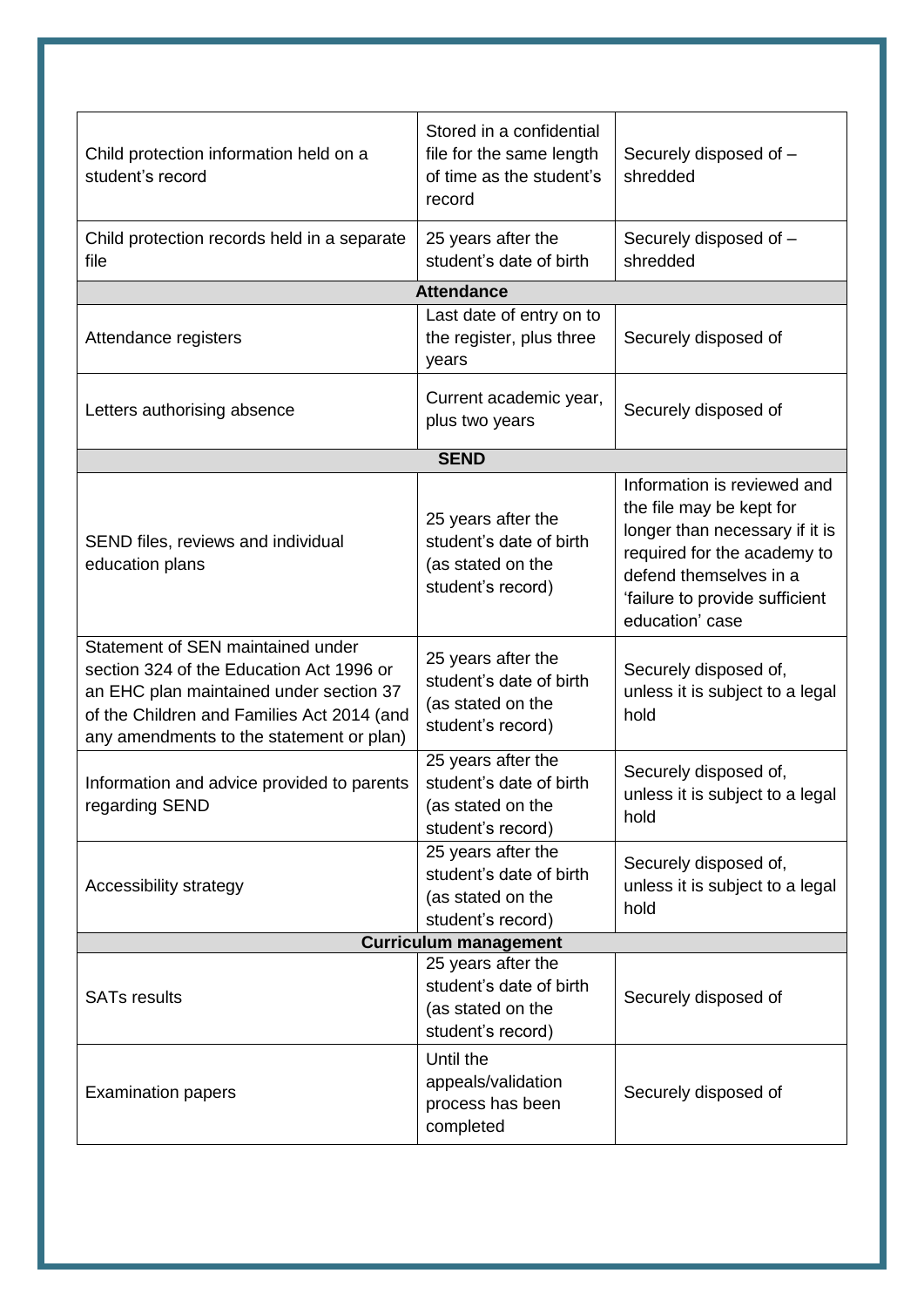| | | |
|---|---|---|
| Child protection information held on a student's record | Stored in a confidential file for the same length of time as the student's record | Securely disposed of – shredded |
| Child protection records held in a separate file | 25 years after the student's date of birth | Securely disposed of – shredded |
| **Attendance** | | |
| Attendance registers | Last date of entry on to the register, plus three years | Securely disposed of |
| Letters authorising absence | Current academic year, plus two years | Securely disposed of |
| **SEND** | | |
| SEND files, reviews and individual education plans | 25 years after the student's date of birth (as stated on the student's record) | Information is reviewed and the file may be kept for longer than necessary if it is required for the academy to defend themselves in a 'failure to provide sufficient education' case |
| Statement of SEN maintained under section 324 of the Education Act 1996 or an EHC plan maintained under section 37 of the Children and Families Act 2014 (and any amendments to the statement or plan) | 25 years after the student's date of birth (as stated on the student's record) | Securely disposed of, unless it is subject to a legal hold |
| Information and advice provided to parents regarding SEND | 25 years after the student's date of birth (as stated on the student's record) | Securely disposed of, unless it is subject to a legal hold |
| Accessibility strategy | 25 years after the student's date of birth (as stated on the student's record) | Securely disposed of, unless it is subject to a legal hold |
| **Curriculum management** | | |
| SATs results | 25 years after the student's date of birth (as stated on the student's record) | Securely disposed of |
| Examination papers | Until the appeals/validation process has been completed | Securely disposed of |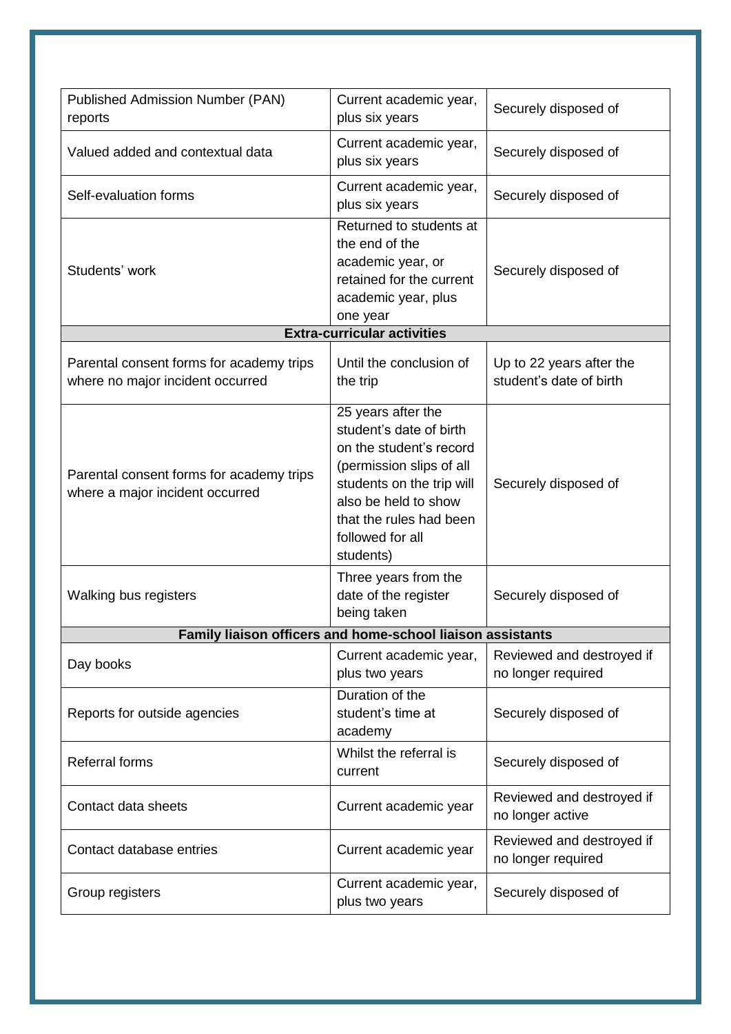| | | |
|---|---|---|
| Published Admission Number (PAN) reports | Current academic year, plus six years | Securely disposed of |
| Valued added and contextual data | Current academic year, plus six years | Securely disposed of |
| Self-evaluation forms | Current academic year, plus six years | Securely disposed of |
| Students' work | Returned to students at the end of the academic year, or retained for the current academic year, plus one year | Securely disposed of |
| **Extra-curricular activities** | | |
| Parental consent forms for academy trips where no major incident occurred | Until the conclusion of the trip | Up to 22 years after the student's date of birth |
| Parental consent forms for academy trips where a major incident occurred | 25 years after the student's date of birth on the student's record (permission slips of all students on the trip will also be held to show that the rules had been followed for all students) | Securely disposed of |
| Walking bus registers | Three years from the date of the register being taken | Securely disposed of |
| **Family liaison officers and home-school liaison assistants** | | |
| Day books | Current academic year, plus two years | Reviewed and destroyed if no longer required |
| Reports for outside agencies | Duration of the student's time at academy | Securely disposed of |
| Referral forms | Whilst the referral is current | Securely disposed of |
| Contact data sheets | Current academic year | Reviewed and destroyed if no longer active |
| Contact database entries | Current academic year | Reviewed and destroyed if no longer required |
| Group registers | Current academic year, plus two years | Securely disposed of |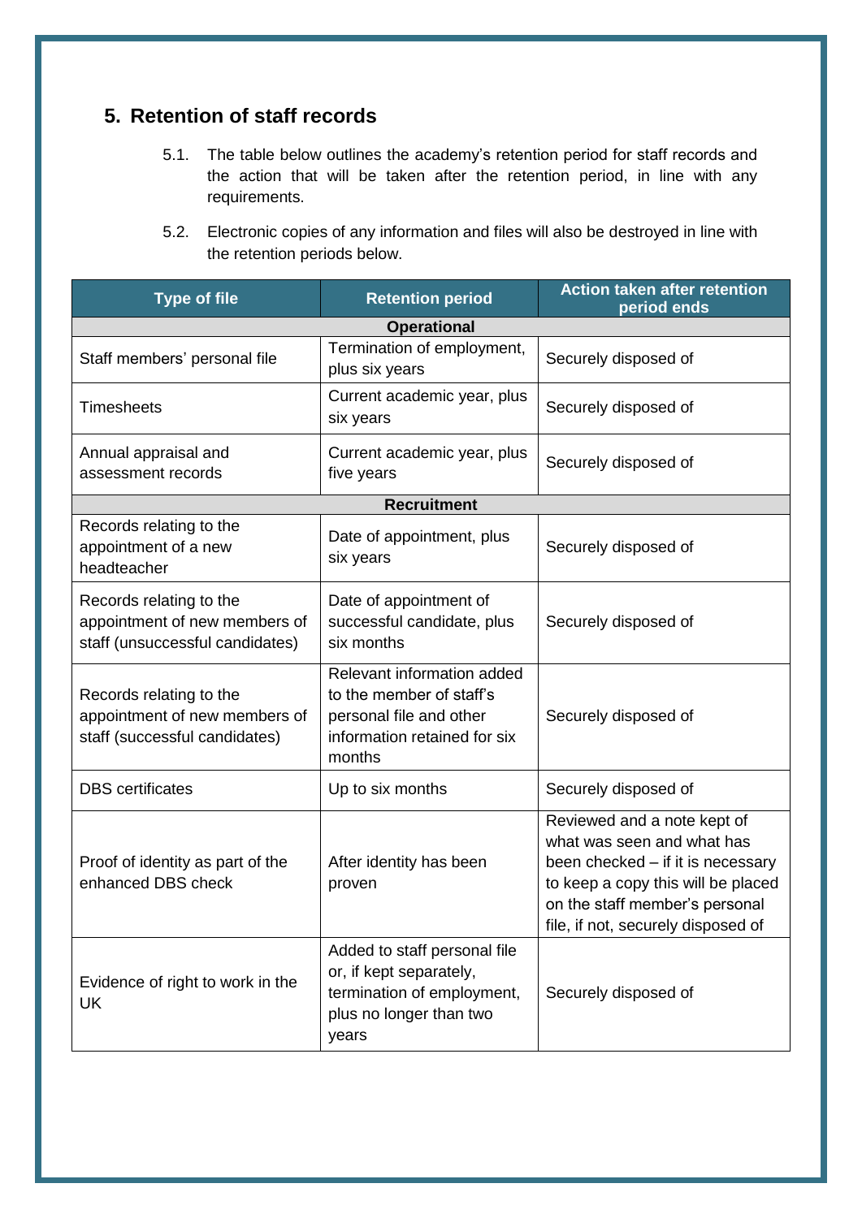## 5. Retention of staff records

5.1. The table below outlines the academy's retention period for staff records and the action that will be taken after the retention period, in line with any requirements.

5.2. Electronic copies of any information and files will also be destroyed in line with the retention periods below.

| Type of file | Retention period | Action taken after retention period ends |
|---|---|---|
| **Operational** | | |
| Staff members' personal file | Termination of employment, plus six years | Securely disposed of |
| Timesheets | Current academic year, plus six years | Securely disposed of |
| Annual appraisal and assessment records | Current academic year, plus five years | Securely disposed of |
| **Recruitment** | | |
| Records relating to the appointment of a new headteacher | Date of appointment, plus six years | Securely disposed of |
| Records relating to the appointment of new members of staff (unsuccessful candidates) | Date of appointment of successful candidate, plus six months | Securely disposed of |
| Records relating to the appointment of new members of staff (successful candidates) | Relevant information added to the member of staff's personal file and other information retained for six months | Securely disposed of |
| DBS certificates | Up to six months | Securely disposed of |
| Proof of identity as part of the enhanced DBS check | After identity has been proven | Reviewed and a note kept of what was seen and what has been checked – if it is necessary to keep a copy this will be placed on the staff member's personal file, if not, securely disposed of |
| Evidence of right to work in the UK | Added to staff personal file or, if kept separately, termination of employment, plus no longer than two years | Securely disposed of |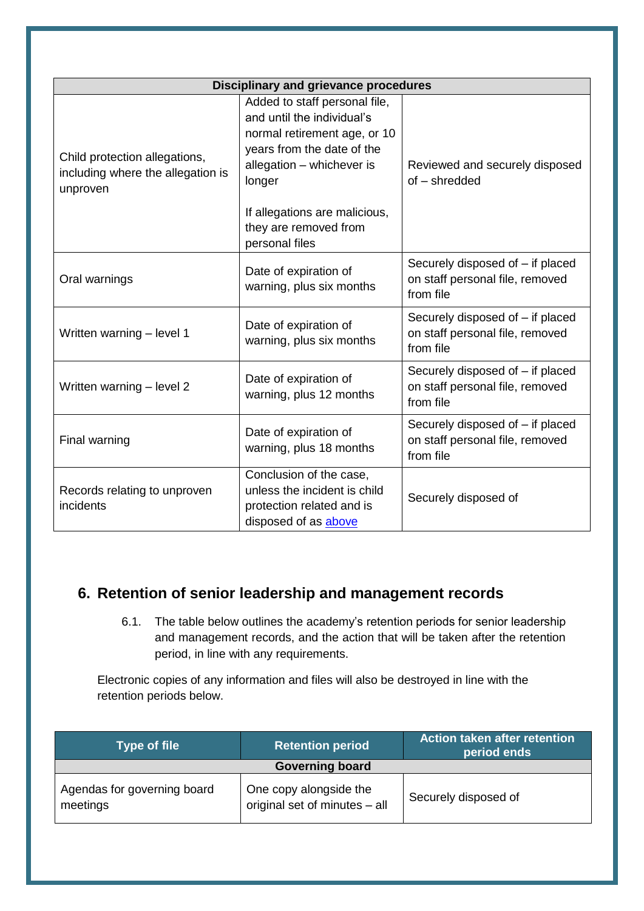| Disciplinary and grievance procedures | | |
|---|---|---|
| Child protection allegations, including where the allegation is unproven | Added to staff personal file, and until the individual's normal retirement age, or 10 years from the date of the allegation – whichever is longer<br><br>If allegations are malicious, they are removed from personal files | Reviewed and securely disposed of – shredded |
| Oral warnings | Date of expiration of warning, plus six months | Securely disposed of – if placed on staff personal file, removed from file |
| Written warning – level 1 | Date of expiration of warning, plus six months | Securely disposed of – if placed on staff personal file, removed from file |
| Written warning – level 2 | Date of expiration of warning, plus 12 months | Securely disposed of – if placed on staff personal file, removed from file |
| Final warning | Date of expiration of warning, plus 18 months | Securely disposed of – if placed on staff personal file, removed from file |
| Records relating to unproven incidents | Conclusion of the case, unless the incident is child protection related and is disposed of as above | Securely disposed of |

## 6. Retention of senior leadership and management records

6.1. The table below outlines the academy's retention periods for senior leadership and management records, and the action that will be taken after the retention period, in line with any requirements.

Electronic copies of any information and files will also be destroyed in line with the retention periods below.

| Type of file | Retention period | Action taken after retention period ends |
|---|---|---|
| **Governing board** | | |
| Agendas for governing board meetings | One copy alongside the original set of minutes – all | Securely disposed of |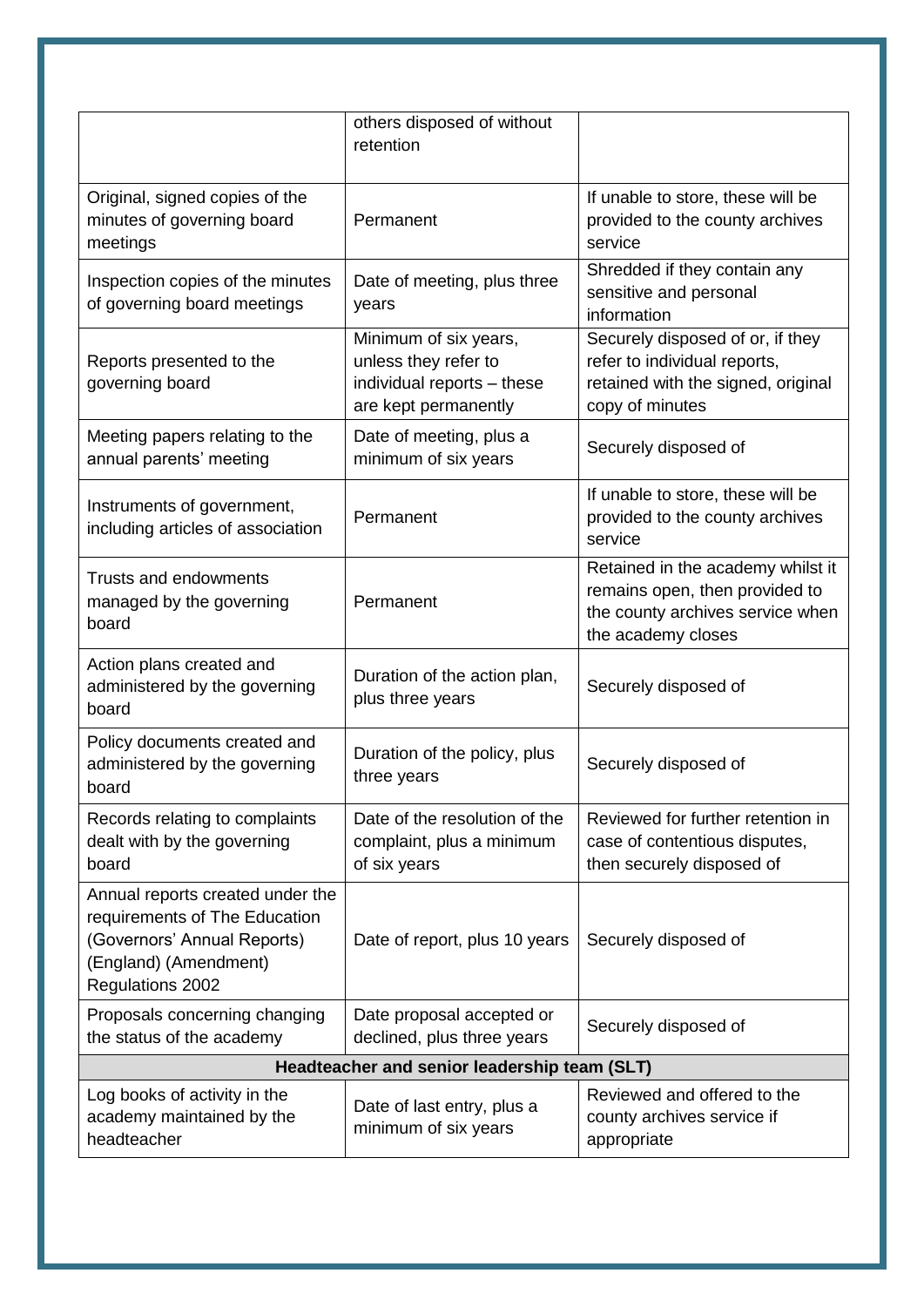| | | |
|---|---|---|
| | others disposed of without retention | |
| Original, signed copies of the minutes of governing board meetings | Permanent | If unable to store, these will be provided to the county archives service |
| Inspection copies of the minutes of governing board meetings | Date of meeting, plus three years | Shredded if they contain any sensitive and personal information |
| Reports presented to the governing board | Minimum of six years, unless they refer to individual reports – these are kept permanently | Securely disposed of or, if they refer to individual reports, retained with the signed, original copy of minutes |
| Meeting papers relating to the annual parents' meeting | Date of meeting, plus a minimum of six years | Securely disposed of |
| Instruments of government, including articles of association | Permanent | If unable to store, these will be provided to the county archives service |
| Trusts and endowments managed by the governing board | Permanent | Retained in the academy whilst it remains open, then provided to the county archives service when the academy closes |
| Action plans created and administered by the governing board | Duration of the action plan, plus three years | Securely disposed of |
| Policy documents created and administered by the governing board | Duration of the policy, plus three years | Securely disposed of |
| Records relating to complaints dealt with by the governing board | Date of the resolution of the complaint, plus a minimum of six years | Reviewed for further retention in case of contentious disputes, then securely disposed of |
| Annual reports created under the requirements of The Education (Governors' Annual Reports) (England) (Amendment) Regulations 2002 | Date of report, plus 10 years | Securely disposed of |
| Proposals concerning changing the status of the academy | Date proposal accepted or declined, plus three years | Securely disposed of |
| **Headteacher and senior leadership team (SLT)** | | |
| Log books of activity in the academy maintained by the headteacher | Date of last entry, plus a minimum of six years | Reviewed and offered to the county archives service if appropriate |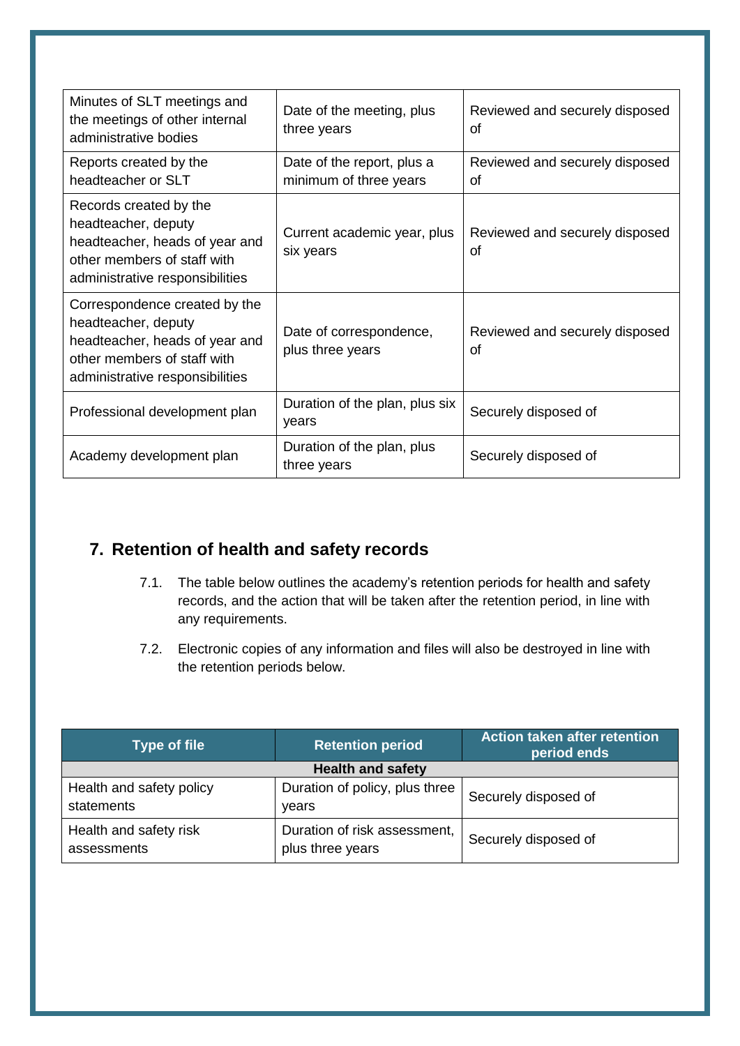| | | |
|---|---|---|
| Minutes of SLT meetings and the meetings of other internal administrative bodies | Date of the meeting, plus three years | Reviewed and securely disposed of |
| Reports created by the headteacher or SLT | Date of the report, plus a minimum of three years | Reviewed and securely disposed of |
| Records created by the headteacher, deputy headteacher, heads of year and other members of staff with administrative responsibilities | Current academic year, plus six years | Reviewed and securely disposed of |
| Correspondence created by the headteacher, deputy headteacher, heads of year and other members of staff with administrative responsibilities | Date of correspondence, plus three years | Reviewed and securely disposed of |
| Professional development plan | Duration of the plan, plus six years | Securely disposed of |
| Academy development plan | Duration of the plan, plus three years | Securely disposed of |

## 7. Retention of health and safety records

7.1. The table below outlines the academy's retention periods for health and safety records, and the action that will be taken after the retention period, in line with any requirements.

7.2. Electronic copies of any information and files will also be destroyed in line with the retention periods below.

| Type of file | Retention period | Action taken after retention period ends |
|---|---|---|
| **Health and safety** | | |
| Health and safety policy statements | Duration of policy, plus three years | Securely disposed of |
| Health and safety risk assessments | Duration of risk assessment, plus three years | Securely disposed of |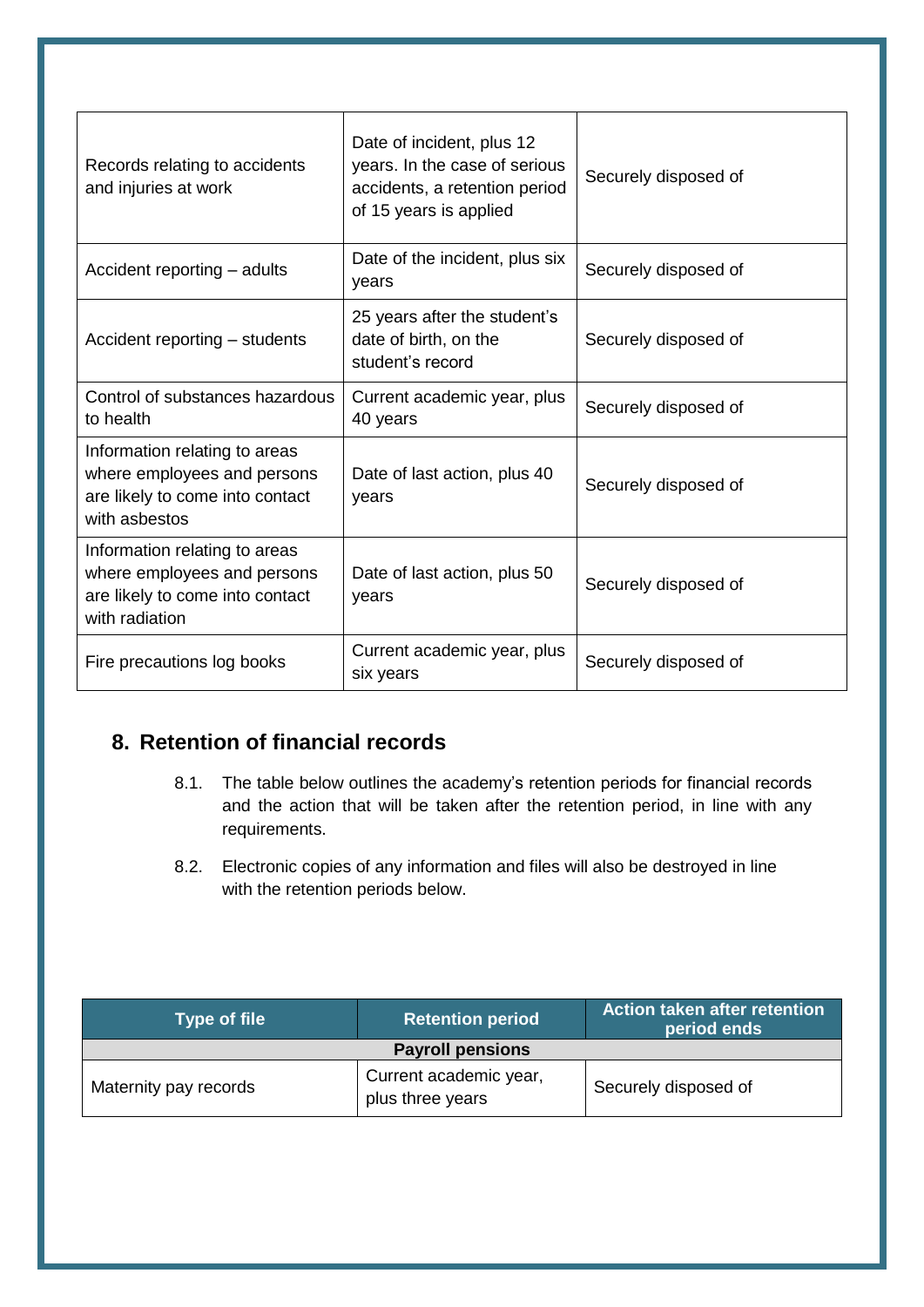| Records relating to accidents and injuries at work | Date of incident, plus 12 years. In the case of serious accidents, a retention period of 15 years is applied | Securely disposed of |
| --- | --- | --- |
| Accident reporting – adults | Date of the incident, plus six years | Securely disposed of |
| Accident reporting – students | 25 years after the student's date of birth, on the student's record | Securely disposed of |
| Control of substances hazardous to health | Current academic year, plus 40 years | Securely disposed of |
| Information relating to areas where employees and persons are likely to come into contact with asbestos | Date of last action, plus 40 years | Securely disposed of |
| Information relating to areas where employees and persons are likely to come into contact with radiation | Date of last action, plus 50 years | Securely disposed of |
| Fire precautions log books | Current academic year, plus six years | Securely disposed of |

## 8. Retention of financial records

8.1. The table below outlines the academy's retention periods for financial records and the action that will be taken after the retention period, in line with any requirements.

8.2. Electronic copies of any information and files will also be destroyed in line with the retention periods below.

| Type of file | Retention period | Action taken after retention period ends |
| --- | --- | --- |
| **Payroll pensions** | | |
| Maternity pay records | Current academic year, plus three years | Securely disposed of |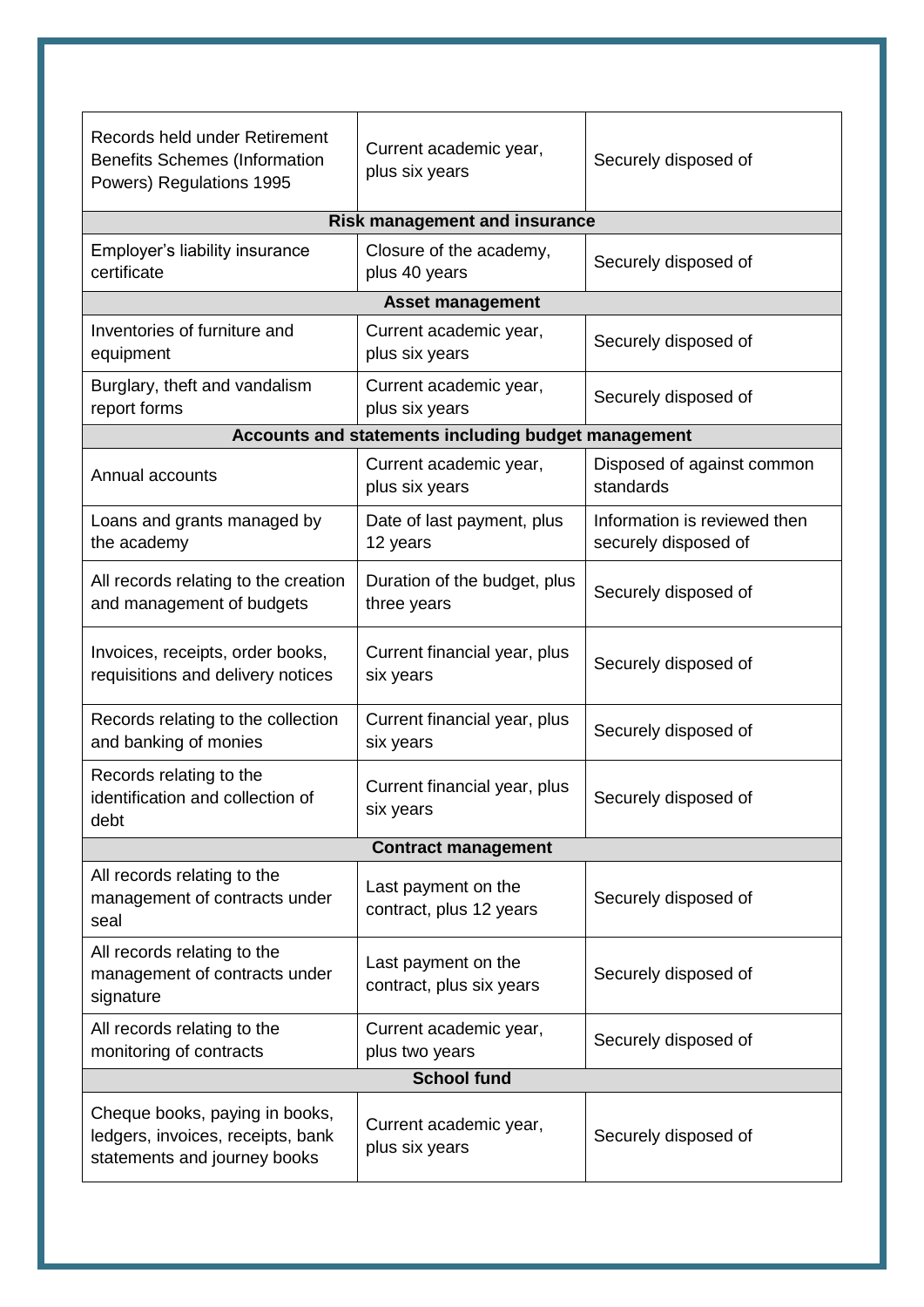| | | |
|---|---|---|
| Records held under Retirement Benefits Schemes (Information Powers) Regulations 1995 | Current academic year, plus six years | Securely disposed of |
| **Risk management and insurance** | | |
| Employer's liability insurance certificate | Closure of the academy, plus 40 years | Securely disposed of |
| **Asset management** | | |
| Inventories of furniture and equipment | Current academic year, plus six years | Securely disposed of |
| Burglary, theft and vandalism report forms | Current academic year, plus six years | Securely disposed of |
| **Accounts and statements including budget management** | | |
| Annual accounts | Current academic year, plus six years | Disposed of against common standards |
| Loans and grants managed by the academy | Date of last payment, plus 12 years | Information is reviewed then securely disposed of |
| All records relating to the creation and management of budgets | Duration of the budget, plus three years | Securely disposed of |
| Invoices, receipts, order books, requisitions and delivery notices | Current financial year, plus six years | Securely disposed of |
| Records relating to the collection and banking of monies | Current financial year, plus six years | Securely disposed of |
| Records relating to the identification and collection of debt | Current financial year, plus six years | Securely disposed of |
| **Contract management** | | |
| All records relating to the management of contracts under seal | Last payment on the contract, plus 12 years | Securely disposed of |
| All records relating to the management of contracts under signature | Last payment on the contract, plus six years | Securely disposed of |
| All records relating to the monitoring of contracts | Current academic year, plus two years | Securely disposed of |
| **School fund** | | |
| Cheque books, paying in books, ledgers, invoices, receipts, bank statements and journey books | Current academic year, plus six years | Securely disposed of |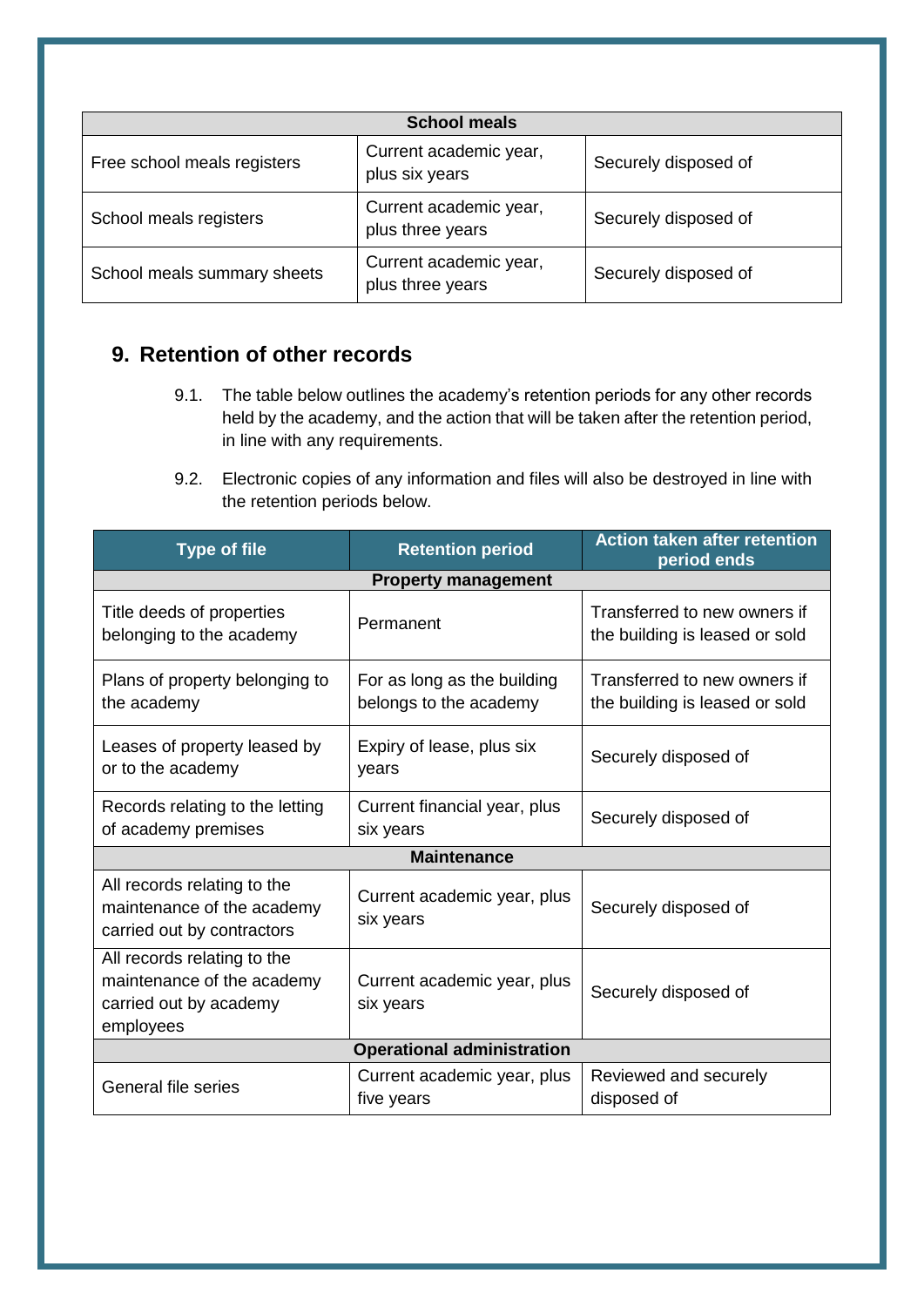| School meals | | |
|---|---|---|
| Free school meals registers | Current academic year, plus six years | Securely disposed of |
| School meals registers | Current academic year, plus three years | Securely disposed of |
| School meals summary sheets | Current academic year, plus three years | Securely disposed of |

## 9. Retention of other records

9.1. The table below outlines the academy's retention periods for any other records held by the academy, and the action that will be taken after the retention period, in line with any requirements.

9.2. Electronic copies of any information and files will also be destroyed in line with the retention periods below.

| Type of file | Retention period | Action taken after retention period ends |
|---|---|---|
| **Property management** | | |
| Title deeds of properties belonging to the academy | Permanent | Transferred to new owners if the building is leased or sold |
| Plans of property belonging to the academy | For as long as the building belongs to the academy | Transferred to new owners if the building is leased or sold |
| Leases of property leased by or to the academy | Expiry of lease, plus six years | Securely disposed of |
| Records relating to the letting of academy premises | Current financial year, plus six years | Securely disposed of |
| **Maintenance** | | |
| All records relating to the maintenance of the academy carried out by contractors | Current academic year, plus six years | Securely disposed of |
| All records relating to the maintenance of the academy carried out by academy employees | Current academic year, plus six years | Securely disposed of |
| **Operational administration** | | |
| General file series | Current academic year, plus five years | Reviewed and securely disposed of |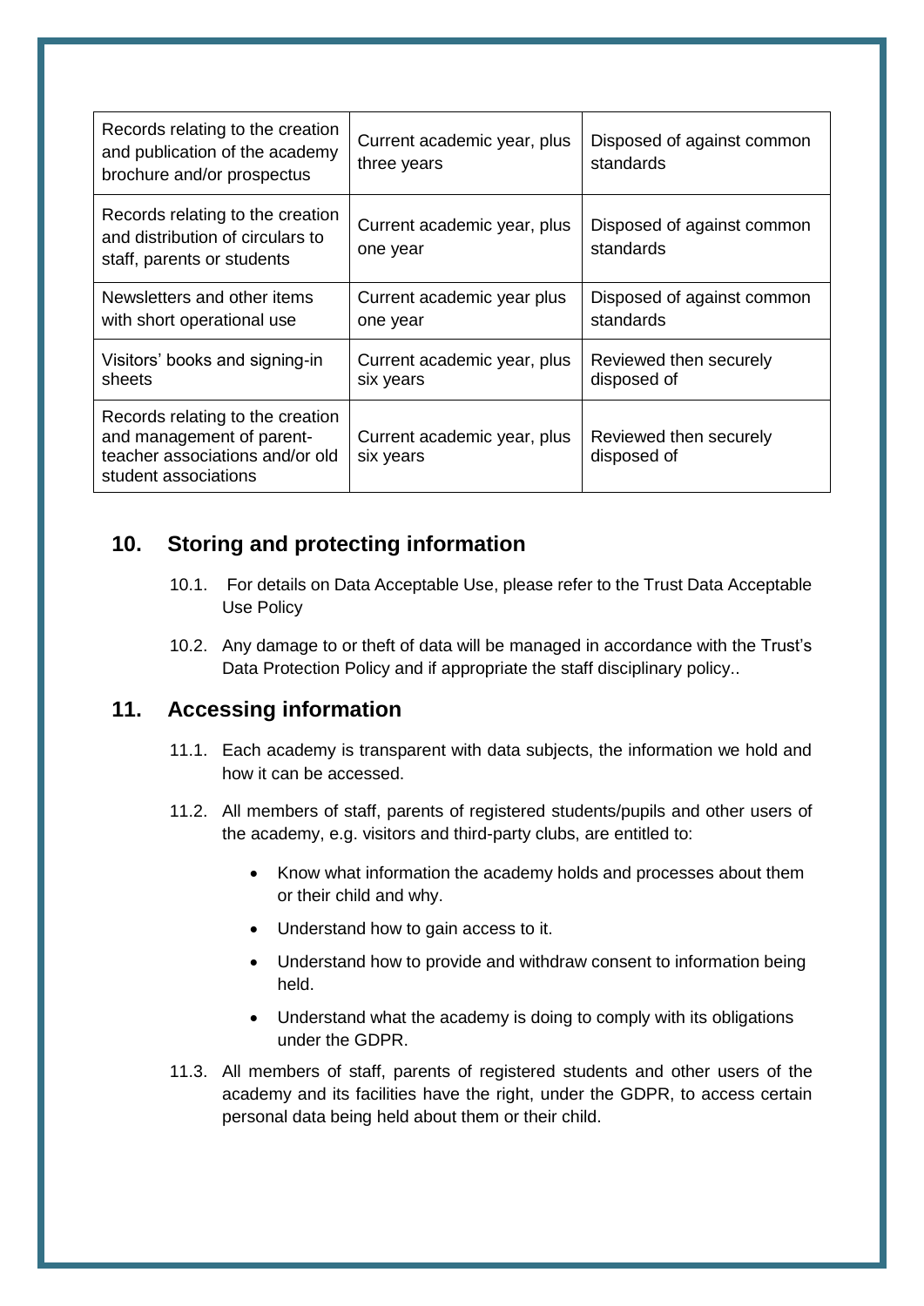| Records relating to the creation and publication of the academy brochure and/or prospectus | Current academic year, plus three years | Disposed of against common standards |
|---|---|---|
| Records relating to the creation and distribution of circulars to staff, parents or students | Current academic year, plus one year | Disposed of against common standards |
| Newsletters and other items with short operational use | Current academic year plus one year | Disposed of against common standards |
| Visitors' books and signing-in sheets | Current academic year, plus six years | Reviewed then securely disposed of |
| Records relating to the creation and management of parent-teacher associations and/or old student associations | Current academic year, plus six years | Reviewed then securely disposed of |

## 10. Storing and protecting information

10.1. For details on Data Acceptable Use, please refer to the Trust Data Acceptable Use Policy

10.2. Any damage to or theft of data will be managed in accordance with the Trust's Data Protection Policy and if appropriate the staff disciplinary policy..

## 11. Accessing information

11.1. Each academy is transparent with data subjects, the information we hold and how it can be accessed.

11.2. All members of staff, parents of registered students/pupils and other users of the academy, e.g. visitors and third-party clubs, are entitled to:

- Know what information the academy holds and processes about them or their child and why.
- Understand how to gain access to it.
- Understand how to provide and withdraw consent to information being held.
- Understand what the academy is doing to comply with its obligations under the GDPR.

11.3. All members of staff, parents of registered students and other users of the academy and its facilities have the right, under the GDPR, to access certain personal data being held about them or their child.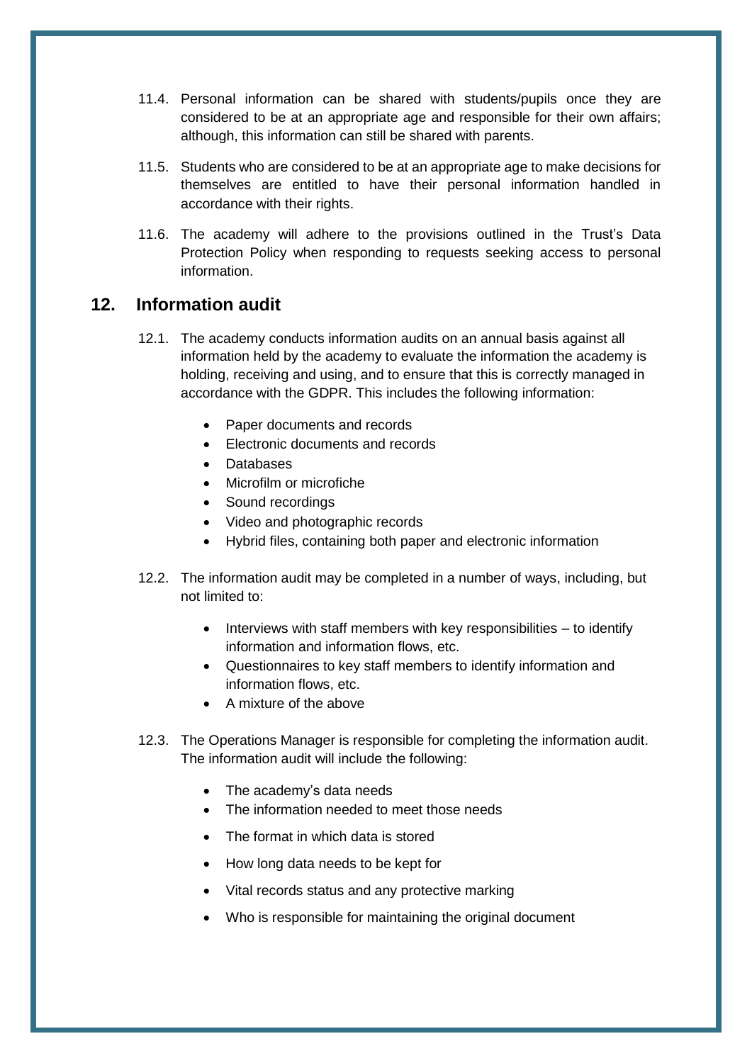11.4. Personal information can be shared with students/pupils once they are considered to be at an appropriate age and responsible for their own affairs; although, this information can still be shared with parents.

11.5. Students who are considered to be at an appropriate age to make decisions for themselves are entitled to have their personal information handled in accordance with their rights.

11.6. The academy will adhere to the provisions outlined in the Trust's Data Protection Policy when responding to requests seeking access to personal information.

## 12. Information audit

12.1. The academy conducts information audits on an annual basis against all information held by the academy to evaluate the information the academy is holding, receiving and using, and to ensure that this is correctly managed in accordance with the GDPR. This includes the following information:

- Paper documents and records
- Electronic documents and records
- Databases
- Microfilm or microfiche
- Sound recordings
- Video and photographic records
- Hybrid files, containing both paper and electronic information

12.2. The information audit may be completed in a number of ways, including, but not limited to:

- Interviews with staff members with key responsibilities – to identify information and information flows, etc.
- Questionnaires to key staff members to identify information and information flows, etc.
- A mixture of the above

12.3. The Operations Manager is responsible for completing the information audit. The information audit will include the following:

- The academy's data needs
- The information needed to meet those needs
- The format in which data is stored
- How long data needs to be kept for
- Vital records status and any protective marking
- Who is responsible for maintaining the original document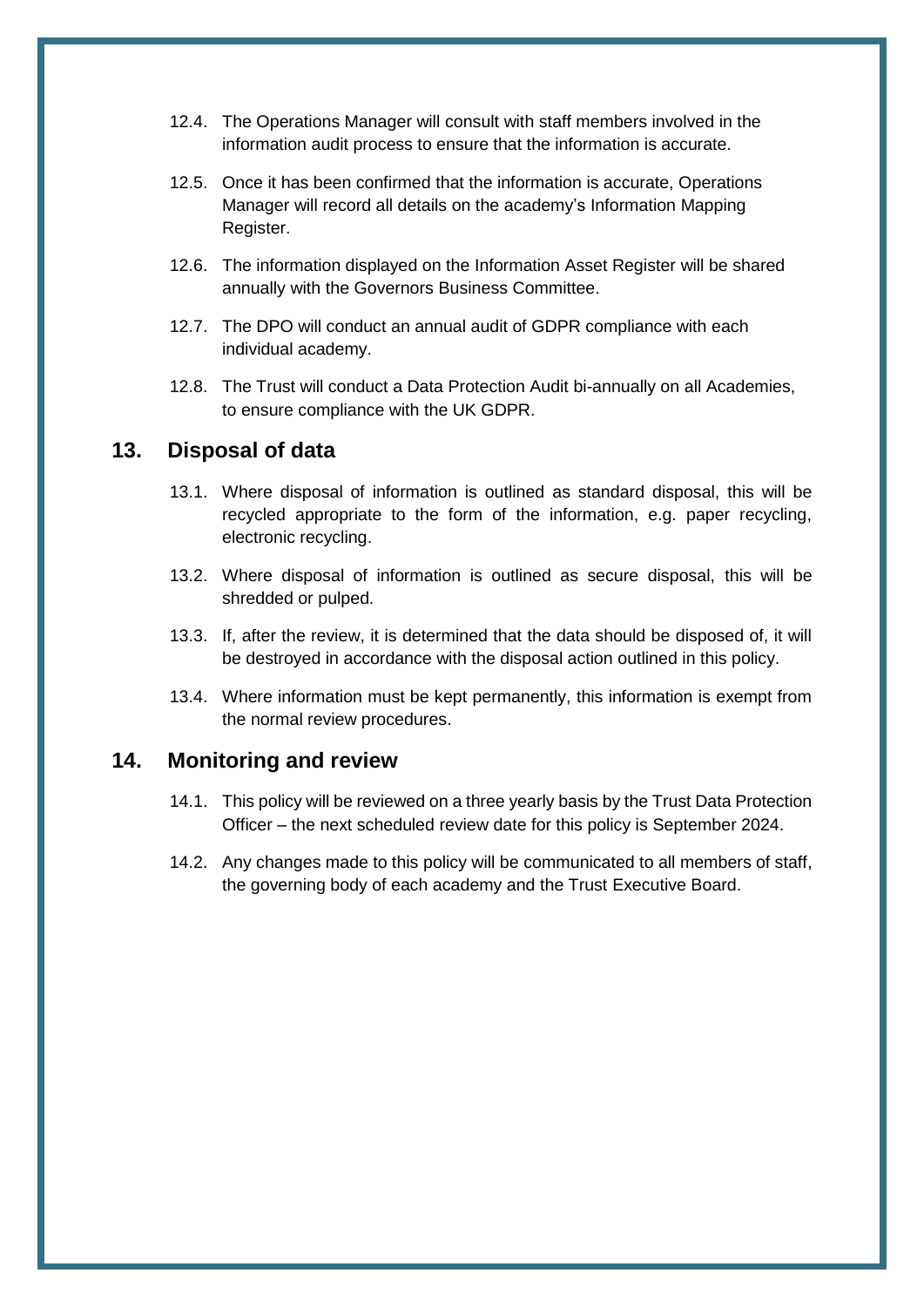12.4. The Operations Manager will consult with staff members involved in the information audit process to ensure that the information is accurate.

12.5. Once it has been confirmed that the information is accurate, Operations Manager will record all details on the academy's Information Mapping Register.

12.6. The information displayed on the Information Asset Register will be shared annually with the Governors Business Committee.

12.7. The DPO will conduct an annual audit of GDPR compliance with each individual academy.

12.8. The Trust will conduct a Data Protection Audit bi-annually on all Academies, to ensure compliance with the UK GDPR.

## 13. Disposal of data

13.1. Where disposal of information is outlined as standard disposal, this will be recycled appropriate to the form of the information, e.g. paper recycling, electronic recycling.

13.2. Where disposal of information is outlined as secure disposal, this will be shredded or pulped.

13.3. If, after the review, it is determined that the data should be disposed of, it will be destroyed in accordance with the disposal action outlined in this policy.

13.4. Where information must be kept permanently, this information is exempt from the normal review procedures.

## 14. Monitoring and review

14.1. This policy will be reviewed on a three yearly basis by the Trust Data Protection Officer – the next scheduled review date for this policy is September 2024.

14.2. Any changes made to this policy will be communicated to all members of staff, the governing body of each academy and the Trust Executive Board.